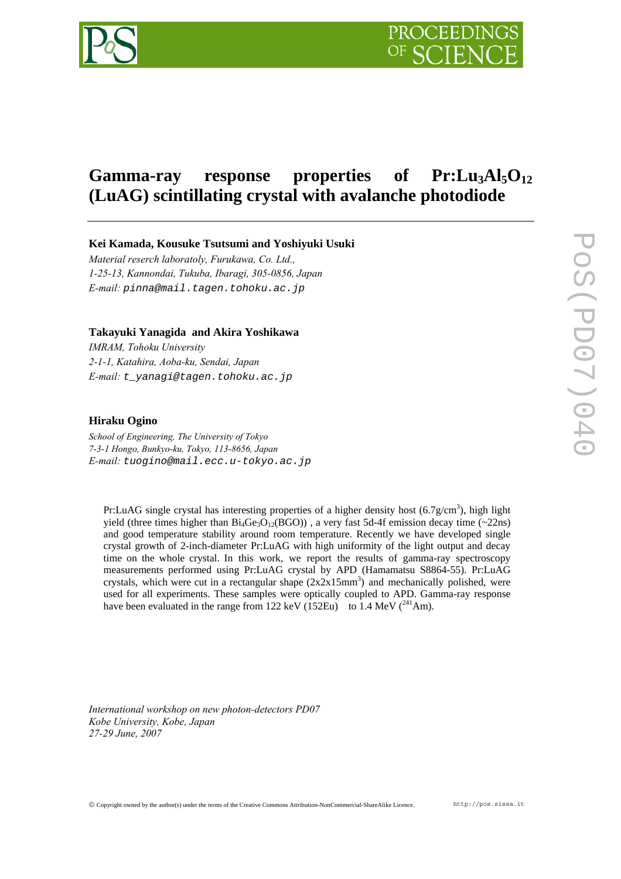# Gamma-ray response properties of $Pr:Lu_3Al_5O_{12}$ (LuAG) scintillating crystal with avalanche photodiode

**Kei Kamada, Kousuke Tsutsumi and Yoshiyuki Usuki**

*Material reserch laboratoly, Furukawa, Co. Ltd.,*
*1-25-13, Kannondai, Tukuba, Ibaragi, 305-0856, Japan*
*E-mail:* pinna@mail.tagen.tohoku.ac.jp

**Takayuki Yanagida and Akira Yoshikawa**

*IMRAM, Tohoku University*
*2-1-1, Katahira, Aoba-ku, Sendai, Japan*
*E-mail:* t_yanagi@tagen.tohoku.ac.jp

**Hiraku Ogino**

*School of Engineering, The University of Tokyo*
*7-3-1 Hongo, Bunkyo-ku, Tokyo, 113-8656, Japan*
*E-mail:* tuogino@mail.ecc.u-tokyo.ac.jp

Pr:LuAG single crystal has interesting properties of a higher density host ($6.7 g/cm^3$), high light yield (three times higher than $Bi_4Ge_3O_{12}$(BGO)) , a very fast 5d-4f emission decay time (~22ns) and good temperature stability around room temperature. Recently we have developed single crystal growth of 2-inch-diameter Pr:LuAG with high uniformity of the light output and decay time on the whole crystal. In this work, we report the results of gamma-ray spectroscopy measurements performed using Pr:LuAG crystal by APD (Hamamatsu S8864-55). Pr:LuAG crystals, which were cut in a rectangular shape ($2x2x15 mm^3$) and mechanically polished, were used for all experiments. These samples were optically coupled to APD. Gamma-ray response have been evaluated in the range from 122 keV (152Eu) to 1.4 MeV ($^{241}$Am).

*International workshop on new photon-detectors PD07*
*Kobe University, Kobe, Japan*
*27-29 June, 2007*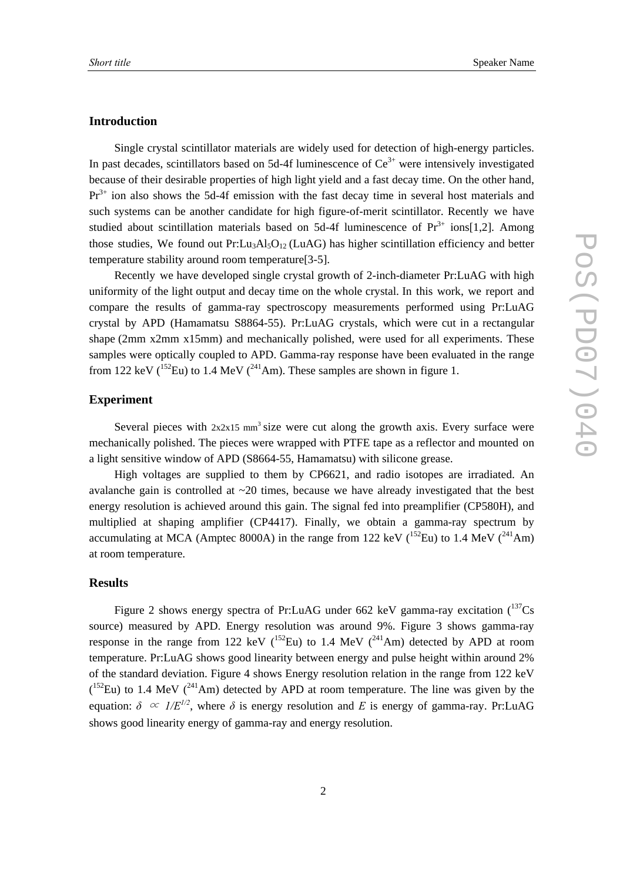## Introduction

Single crystal scintillator materials are widely used for detection of high-energy particles. In past decades, scintillators based on 5d-4f luminescence of $Ce^{3+}$ were intensively investigated because of their desirable properties of high light yield and a fast decay time. On the other hand, $Pr^{3+}$ ion also shows the 5d-4f emission with the fast decay time in several host materials and such systems can be another candidate for high figure-of-merit scintillator. Recently we have studied about scintillation materials based on 5d-4f luminescence of $Pr^{3+}$ ions[1,2]. Among those studies, We found out Pr:$Lu_3Al_5O_{12}$ (LuAG) has higher scintillation efficiency and better temperature stability around room temperature[3-5].

Recently we have developed single crystal growth of 2-inch-diameter Pr:LuAG with high uniformity of the light output and decay time on the whole crystal. In this work, we report and compare the results of gamma-ray spectroscopy measurements performed using Pr:LuAG crystal by APD (Hamamatsu S8864-55). Pr:LuAG crystals, which were cut in a rectangular shape (2mm x2mm x15mm) and mechanically polished, were used for all experiments. These samples were optically coupled to APD. Gamma-ray response have been evaluated in the range from 122 keV ($^{152}$Eu) to 1.4 MeV ($^{241}$Am). These samples are shown in figure 1.

## Experiment

Several pieces with 2x2x15 mm$^3$ size were cut along the growth axis. Every surface were mechanically polished. The pieces were wrapped with PTFE tape as a reflector and mounted on a light sensitive window of APD (S8664-55, Hamamatsu) with silicone grease.

High voltages are supplied to them by CP6621, and radio isotopes are irradiated. An avalanche gain is controlled at ~20 times, because we have already investigated that the best energy resolution is achieved around this gain. The signal fed into preamplifier (CP580H), and multiplied at shaping amplifier (CP4417). Finally, we obtain a gamma-ray spectrum by accumulating at MCA (Amptec 8000A) in the range from 122 keV ($^{152}$Eu) to 1.4 MeV ($^{241}$Am) at room temperature.

## Results

Figure 2 shows energy spectra of Pr:LuAG under 662 keV gamma-ray excitation ($^{137}$Cs source) measured by APD. Energy resolution was around 9%. Figure 3 shows gamma-ray response in the range from 122 keV ($^{152}$Eu) to 1.4 MeV ($^{241}$Am) detected by APD at room temperature. Pr:LuAG shows good linearity between energy and pulse height within around 2% of the standard deviation. Figure 4 shows Energy resolution relation in the range from 122 keV ($^{152}$Eu) to 1.4 MeV ($^{241}$Am) detected by APD at room temperature. The line was given by the equation: $\delta \propto 1/E^{1/2}$, where $\delta$ is energy resolution and $E$ is energy of gamma-ray. Pr:LuAG shows good linearity energy of gamma-ray and energy resolution.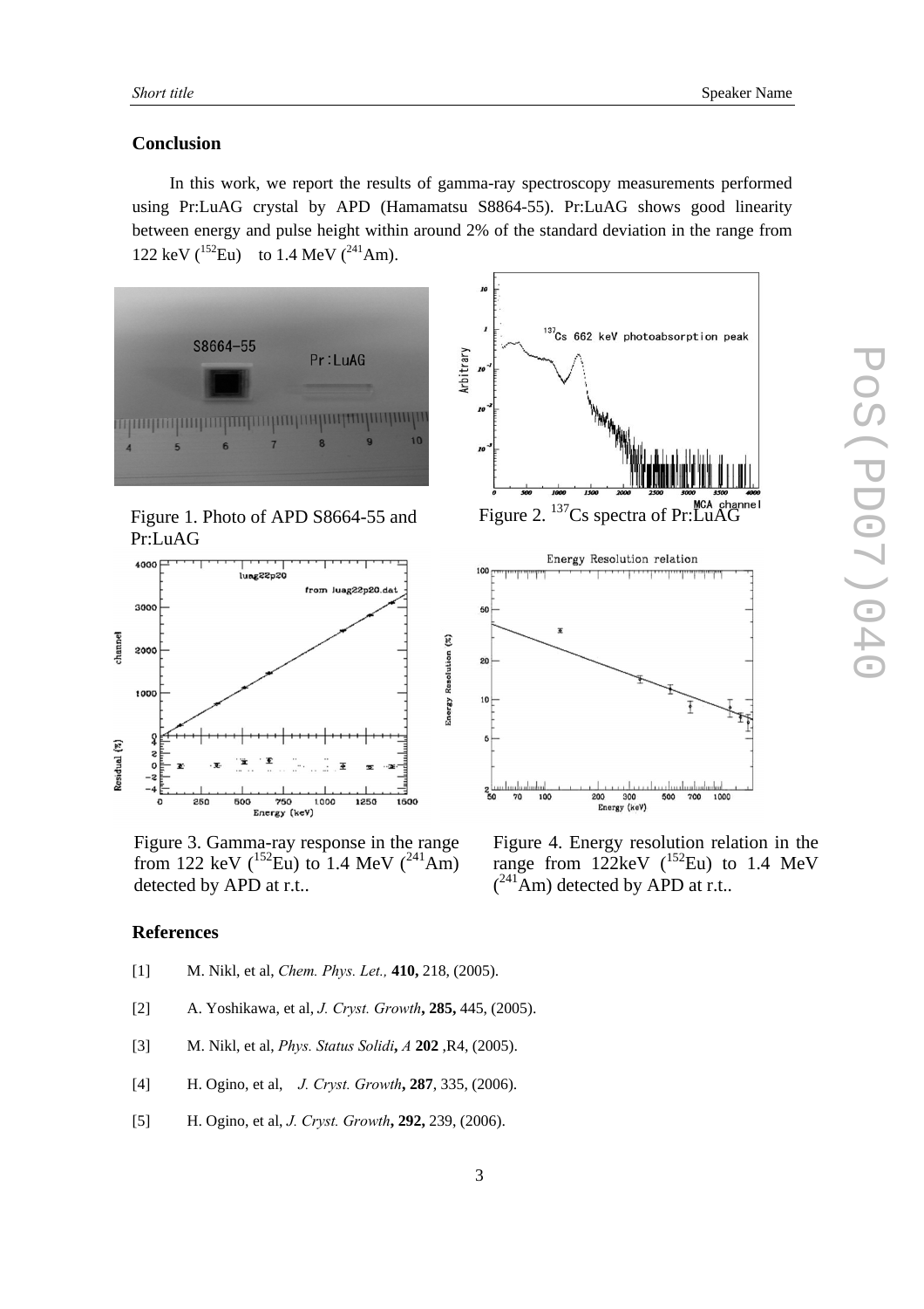## Conclusion

In this work, we report the results of gamma-ray spectroscopy measurements performed using Pr:LuAG crystal by APD (Hamamatsu S8864-55). Pr:LuAG shows good linearity between energy and pulse height within around 2% of the standard deviation in the range from 122 keV ($^{152}$Eu) to 1.4 MeV ($^{241}$Am).

S8664-55
Pr:LuAG

Figure 1. Photo of APD S8664-55 and Pr:LuAG

$^{137}$Cs 662 keV photoabsorption peak
Arbitrary
MCA channel

Figure 2. $^{137}$Cs spectra of Pr:LuAG

luag22p20
from luag22p20.dat
channel
Residual (%)
Energy (keV)

Figure 3. Gamma-ray response in the range from 122 keV ($^{152}$Eu) to 1.4 MeV ($^{241}$Am) detected by APD at r.t..

Energy Resolution relation
Energy Resolution (%)
Energy (keV)

Figure 4. Energy resolution relation in the range from 122keV ($^{152}$Eu) to 1.4 MeV ($^{241}$Am) detected by APD at r.t..

## References

[1] M. Nikl, et al, *Chem. Phys. Let.,* **410,** 218, (2005).

[2] A. Yoshikawa, et al, *J. Cryst. Growth*, **285,** 445, (2005).

[3] M. Nikl, et al, *Phys. Status Solidi, A* **202** ,R4, (2005).

[4] H. Ogino, et al, *J. Cryst. Growth*, **287**, 335, (2006).

[5] H. Ogino, et al, *J. Cryst. Growth*, **292,** 239, (2006).